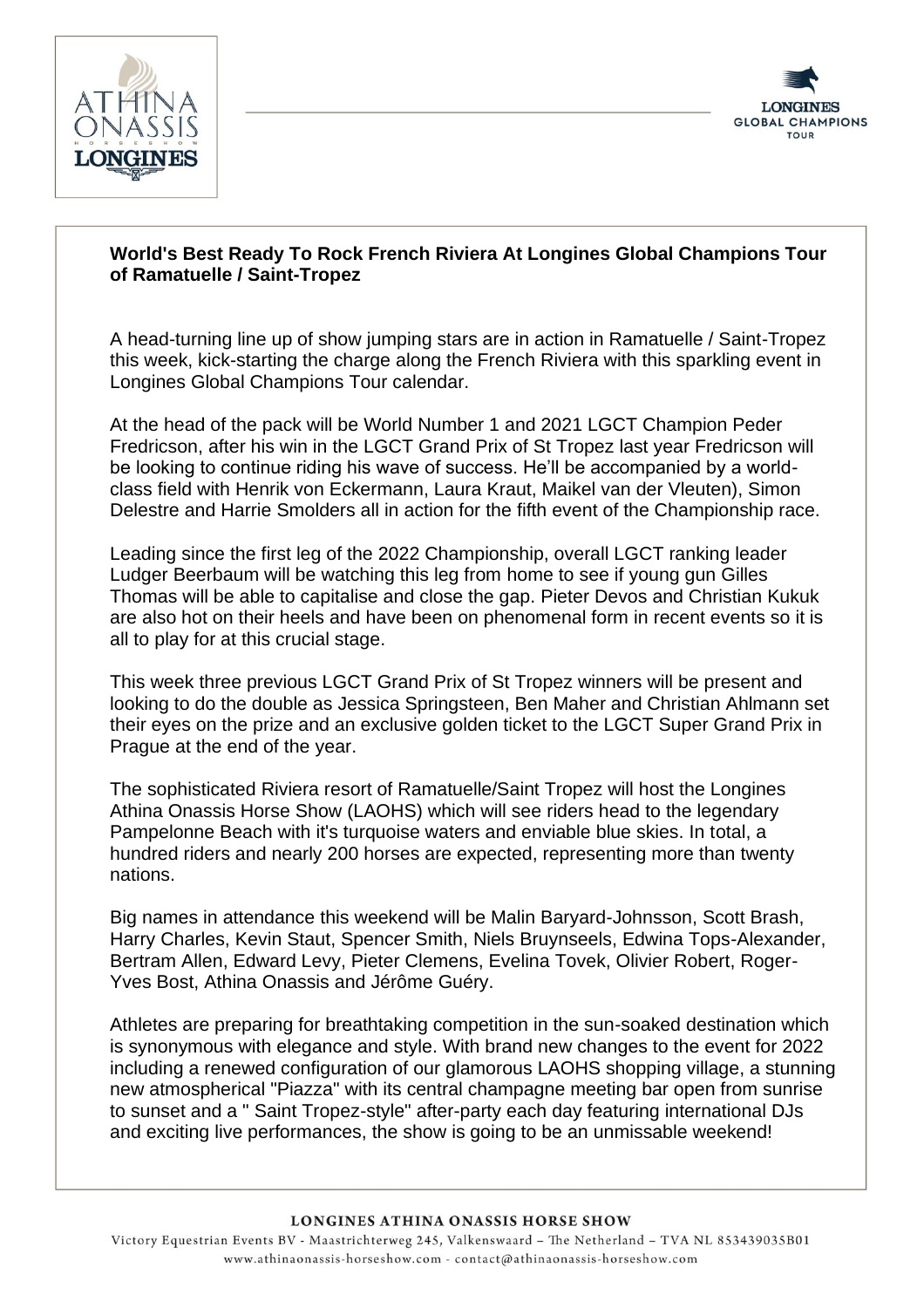**World's Best Ready To Rock French Riviera At Longines Global Champions Tour of Ramatuelle / Saint-Tropez**

A head-turning line up of show jumping stars are in action in Ramatuelle / Saint-Tropez this week, kick-starting the charge along the French Riviera with this sparkling event in Longines Global Champions Tour calendar.

At the head of the pack will be World Number 1 and 2021 LGCT Champion Peder Fredricson, after his win in the LGCT Grand Prix of St Tropez last year Fredricson will be looking to continue riding his wave of success. He'll be accompanied by a world-class field with Henrik von Eckermann, Laura Kraut, Maikel van der Vleuten), Simon Delestre and Harrie Smolders all in action for the fifth event of the Championship race.

Leading since the first leg of the 2022 Championship, overall LGCT ranking leader Ludger Beerbaum will be watching this leg from home to see if young gun Gilles Thomas will be able to capitalise and close the gap. Pieter Devos and Christian Kukuk are also hot on their heels and have been on phenomenal form in recent events so it is all to play for at this crucial stage.

This week three previous LGCT Grand Prix of St Tropez winners will be present and looking to do the double as Jessica Springsteen, Ben Maher and Christian Ahlmann set their eyes on the prize and an exclusive golden ticket to the LGCT Super Grand Prix in Prague at the end of the year.

The sophisticated Riviera resort of Ramatuelle/Saint Tropez will host the Longines Athina Onassis Horse Show (LAOHS) which will see riders head to the legendary Pampelonne Beach with it's turquoise waters and enviable blue skies. In total, a hundred riders and nearly 200 horses are expected, representing more than twenty nations.

Big names in attendance this weekend will be Malin Baryard-Johnsson, Scott Brash, Harry Charles, Kevin Staut, Spencer Smith, Niels Bruynseels, Edwina Tops-Alexander, Bertram Allen, Edward Levy, Pieter Clemens, Evelina Tovek, Olivier Robert, Roger-Yves Bost, Athina Onassis and Jérôme Guéry.

Athletes are preparing for breathtaking competition in the sun-soaked destination which is synonymous with elegance and style. With brand new changes to the event for 2022 including a renewed configuration of our glamorous LAOHS shopping village, a stunning new atmospherical "Piazza" with its central champagne meeting bar open from sunrise to sunset and a " Saint Tropez-style" after-party each day featuring international DJs and exciting live performances, the show is going to be an unmissable weekend!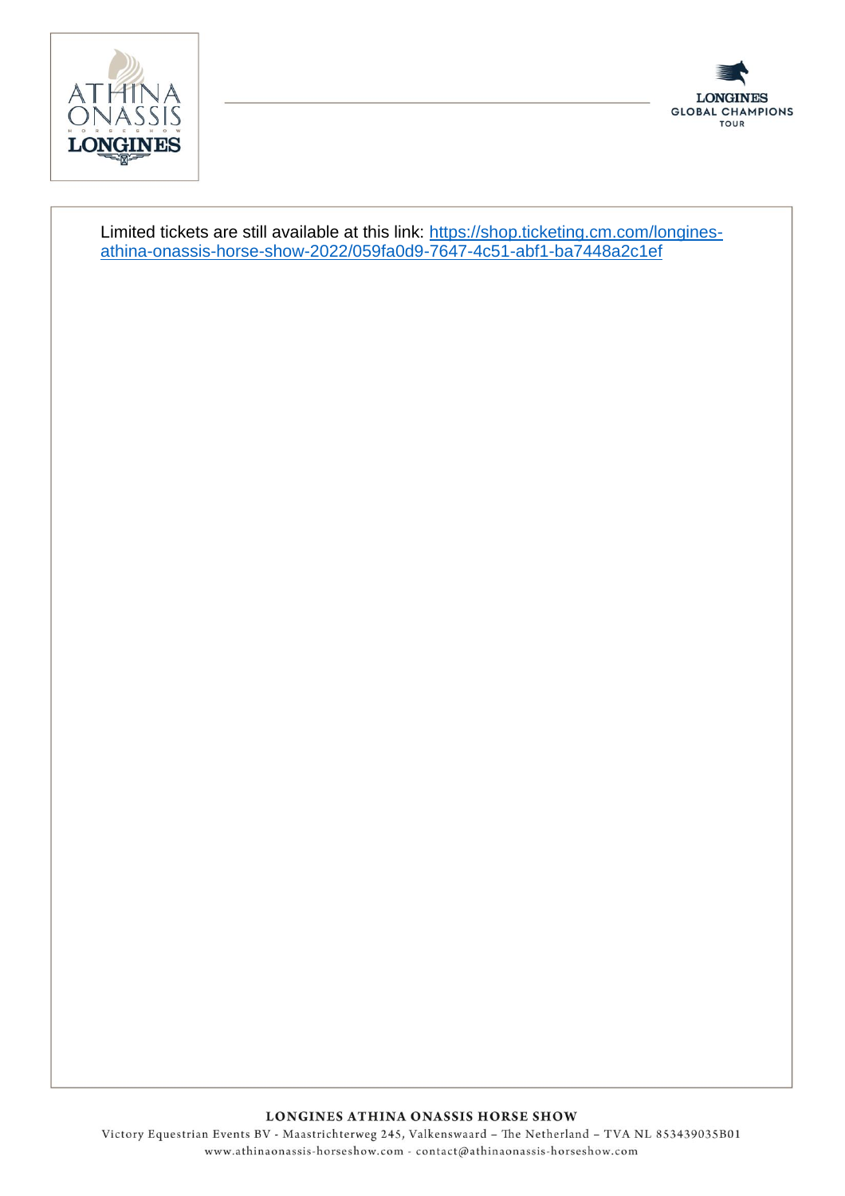Limited tickets are still available at this link: https://shop.ticketing.cm.com/longines-athina-onassis-horse-show-2022/059fa0d9-7647-4c51-abf1-ba7448a2c1ef